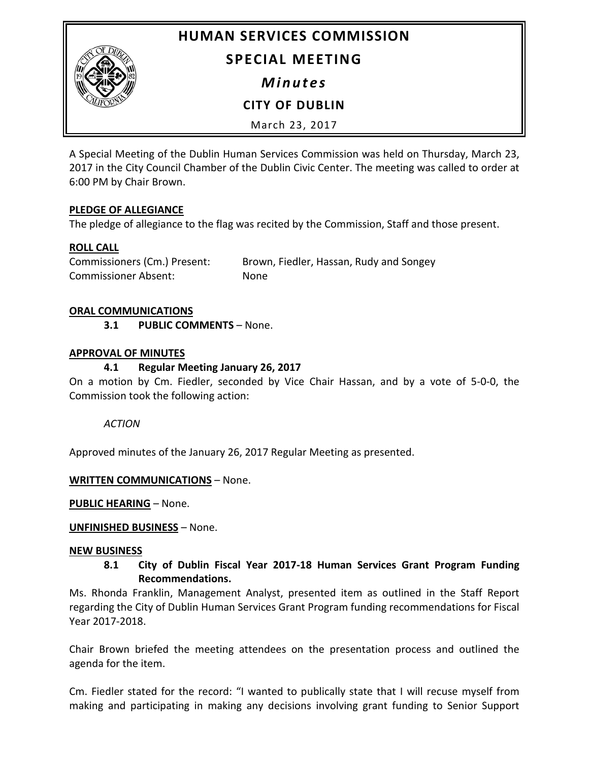# HUMAN SERVICES COMMISSION

## SPECIAL MEETING

## *Minutes*

## CITY OF DUBLIN

March 23, 2017

A Special Meeting of the Dublin Human Services Commission was held on Thursday, March 23, 2017 in the City Council Chamber of the Dublin Civic Center. The meeting was called to order at 6:00 PM by Chair Brown.

**PLEDGE OF ALLEGIANCE**

The pledge of allegiance to the flag was recited by the Commission, Staff and those present.

**ROLL CALL**

Commissioners (Cm.) Present: Brown, Fiedler, Hassan, Rudy and Songey
Commissioner Absent: None

**ORAL COMMUNICATIONS**

**3.1 PUBLIC COMMENTS** – None.

**APPROVAL OF MINUTES**

**4.1 Regular Meeting January 26, 2017**

On a motion by Cm. Fiedler, seconded by Vice Chair Hassan, and by a vote of 5-0-0, the Commission took the following action:

*ACTION*

Approved minutes of the January 26, 2017 Regular Meeting as presented.

**WRITTEN COMMUNICATIONS** – None.

**PUBLIC HEARING** – None.

**UNFINISHED BUSINESS** – None.

**NEW BUSINESS**

**8.1 City of Dublin Fiscal Year 2017-18 Human Services Grant Program Funding Recommendations.**

Ms. Rhonda Franklin, Management Analyst, presented item as outlined in the Staff Report regarding the City of Dublin Human Services Grant Program funding recommendations for Fiscal Year 2017-2018.

Chair Brown briefed the meeting attendees on the presentation process and outlined the agenda for the item.

Cm. Fiedler stated for the record: "I wanted to publically state that I will recuse myself from making and participating in making any decisions involving grant funding to Senior Support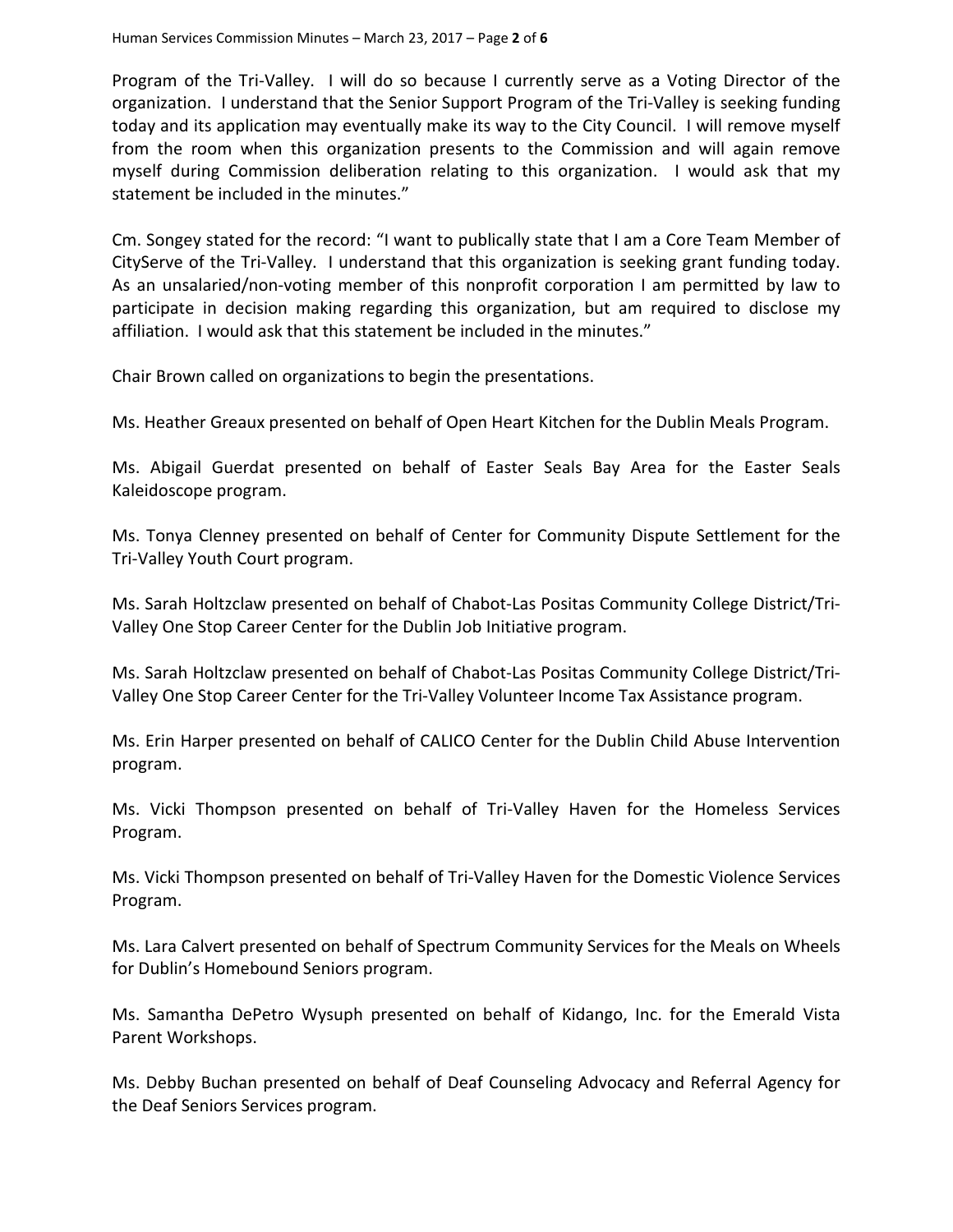Program of the Tri-Valley. I will do so because I currently serve as a Voting Director of the organization. I understand that the Senior Support Program of the Tri-Valley is seeking funding today and its application may eventually make its way to the City Council. I will remove myself from the room when this organization presents to the Commission and will again remove myself during Commission deliberation relating to this organization. I would ask that my statement be included in the minutes."

Cm. Songey stated for the record: "I want to publically state that I am a Core Team Member of CityServe of the Tri-Valley. I understand that this organization is seeking grant funding today. As an unsalaried/non-voting member of this nonprofit corporation I am permitted by law to participate in decision making regarding this organization, but am required to disclose my affiliation. I would ask that this statement be included in the minutes."

Chair Brown called on organizations to begin the presentations.

Ms. Heather Greaux presented on behalf of Open Heart Kitchen for the Dublin Meals Program.

Ms. Abigail Guerdat presented on behalf of Easter Seals Bay Area for the Easter Seals Kaleidoscope program.

Ms. Tonya Clenney presented on behalf of Center for Community Dispute Settlement for the Tri-Valley Youth Court program.

Ms. Sarah Holtzclaw presented on behalf of Chabot-Las Positas Community College District/Tri-Valley One Stop Career Center for the Dublin Job Initiative program.

Ms. Sarah Holtzclaw presented on behalf of Chabot-Las Positas Community College District/Tri-Valley One Stop Career Center for the Tri-Valley Volunteer Income Tax Assistance program.

Ms. Erin Harper presented on behalf of CALICO Center for the Dublin Child Abuse Intervention program.

Ms. Vicki Thompson presented on behalf of Tri-Valley Haven for the Homeless Services Program.

Ms. Vicki Thompson presented on behalf of Tri-Valley Haven for the Domestic Violence Services Program.

Ms. Lara Calvert presented on behalf of Spectrum Community Services for the Meals on Wheels for Dublin's Homebound Seniors program.

Ms. Samantha DePetro Wysuph presented on behalf of Kidango, Inc. for the Emerald Vista Parent Workshops.

Ms. Debby Buchan presented on behalf of Deaf Counseling Advocacy and Referral Agency for the Deaf Seniors Services program.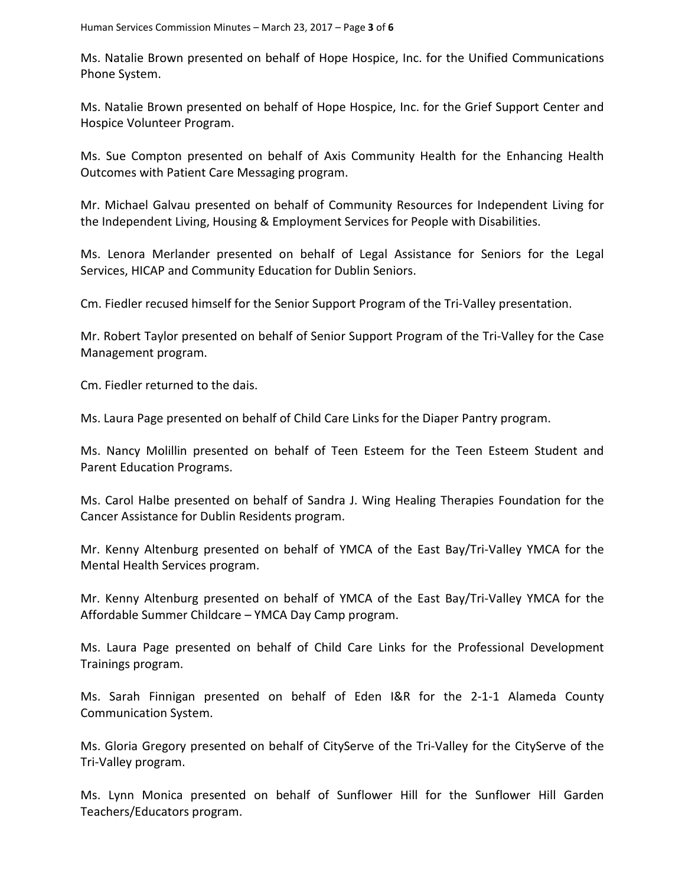Ms. Natalie Brown presented on behalf of Hope Hospice, Inc. for the Unified Communications Phone System.

Ms. Natalie Brown presented on behalf of Hope Hospice, Inc. for the Grief Support Center and Hospice Volunteer Program.

Ms. Sue Compton presented on behalf of Axis Community Health for the Enhancing Health Outcomes with Patient Care Messaging program.

Mr. Michael Galvau presented on behalf of Community Resources for Independent Living for the Independent Living, Housing & Employment Services for People with Disabilities.

Ms. Lenora Merlander presented on behalf of Legal Assistance for Seniors for the Legal Services, HICAP and Community Education for Dublin Seniors.

Cm. Fiedler recused himself for the Senior Support Program of the Tri-Valley presentation.

Mr. Robert Taylor presented on behalf of Senior Support Program of the Tri-Valley for the Case Management program.

Cm. Fiedler returned to the dais.

Ms. Laura Page presented on behalf of Child Care Links for the Diaper Pantry program.

Ms. Nancy Molillin presented on behalf of Teen Esteem for the Teen Esteem Student and Parent Education Programs.

Ms. Carol Halbe presented on behalf of Sandra J. Wing Healing Therapies Foundation for the Cancer Assistance for Dublin Residents program.

Mr. Kenny Altenburg presented on behalf of YMCA of the East Bay/Tri-Valley YMCA for the Mental Health Services program.

Mr. Kenny Altenburg presented on behalf of YMCA of the East Bay/Tri-Valley YMCA for the Affordable Summer Childcare – YMCA Day Camp program.

Ms. Laura Page presented on behalf of Child Care Links for the Professional Development Trainings program.

Ms. Sarah Finnigan presented on behalf of Eden I&R for the 2-1-1 Alameda County Communication System.

Ms. Gloria Gregory presented on behalf of CityServe of the Tri-Valley for the CityServe of the Tri-Valley program.

Ms. Lynn Monica presented on behalf of Sunflower Hill for the Sunflower Hill Garden Teachers/Educators program.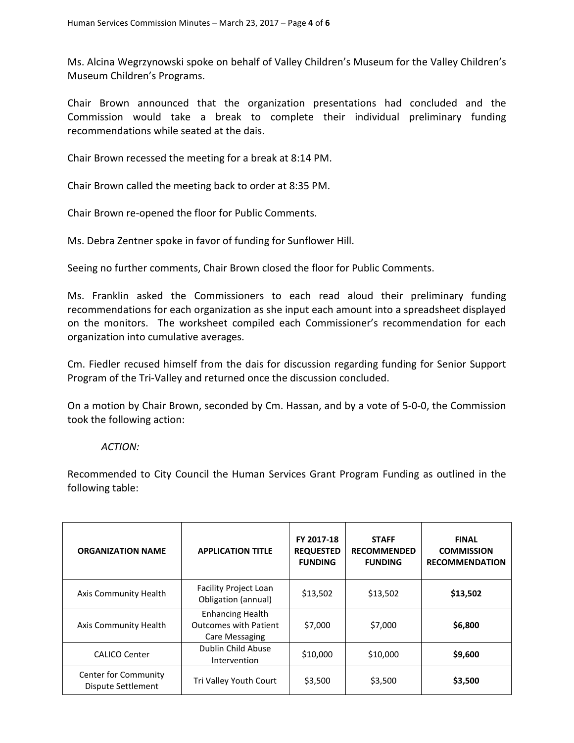Ms. Alcina Wegrzynowski spoke on behalf of Valley Children's Museum for the Valley Children's Museum Children's Programs.

Chair Brown announced that the organization presentations had concluded and the Commission would take a break to complete their individual preliminary funding recommendations while seated at the dais.

Chair Brown recessed the meeting for a break at 8:14 PM.

Chair Brown called the meeting back to order at 8:35 PM.

Chair Brown re-opened the floor for Public Comments.

Ms. Debra Zentner spoke in favor of funding for Sunflower Hill.

Seeing no further comments, Chair Brown closed the floor for Public Comments.

Ms. Franklin asked the Commissioners to each read aloud their preliminary funding recommendations for each organization as she input each amount into a spreadsheet displayed on the monitors. The worksheet compiled each Commissioner's recommendation for each organization into cumulative averages.

Cm. Fiedler recused himself from the dais for discussion regarding funding for Senior Support Program of the Tri-Valley and returned once the discussion concluded.

On a motion by Chair Brown, seconded by Cm. Hassan, and by a vote of 5-0-0, the Commission took the following action:

*ACTION:*

Recommended to City Council the Human Services Grant Program Funding as outlined in the following table:

| ORGANIZATION NAME | APPLICATION TITLE | FY 2017-18 REQUESTED FUNDING | STAFF RECOMMENDED FUNDING | FINAL COMMISSION RECOMMENDATION |
|---|---|---|---|---|
| Axis Community Health | Facility Project Loan Obligation (annual) | $13,502 | $13,502 | **$13,502** |
| Axis Community Health | Enhancing Health Outcomes with Patient Care Messaging | $7,000 | $7,000 | **$6,800** |
| CALICO Center | Dublin Child Abuse Intervention | $10,000 | $10,000 | **$9,600** |
| Center for Community Dispute Settlement | Tri Valley Youth Court | $3,500 | $3,500 | **$3,500** |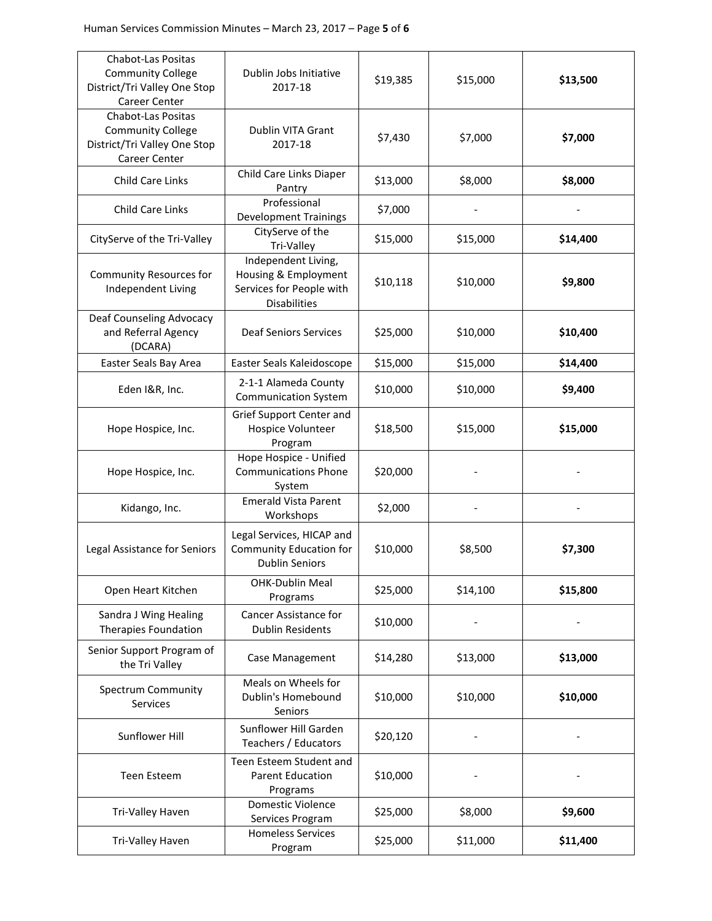| | | | | |
|---|---|---|---|---|
| Chabot-Las Positas Community College District/Tri Valley One Stop Career Center | Dublin Jobs Initiative 2017-18 | $19,385 | $15,000 | **$13,500** |
| Chabot-Las Positas Community College District/Tri Valley One Stop Career Center | Dublin VITA Grant 2017-18 | $7,430 | $7,000 | **$7,000** |
| Child Care Links | Child Care Links Diaper Pantry | $13,000 | $8,000 | **$8,000** |
| Child Care Links | Professional Development Trainings | $7,000 | - | - |
| CityServe of the Tri-Valley | CityServe of the Tri-Valley | $15,000 | $15,000 | **$14,400** |
| Community Resources for Independent Living | Independent Living, Housing & Employment Services for People with Disabilities | $10,118 | $10,000 | **$9,800** |
| Deaf Counseling Advocacy and Referral Agency (DCARA) | Deaf Seniors Services | $25,000 | $10,000 | **$10,400** |
| Easter Seals Bay Area | Easter Seals Kaleidoscope | $15,000 | $15,000 | **$14,400** |
| Eden I&R, Inc. | 2-1-1 Alameda County Communication System | $10,000 | $10,000 | **$9,400** |
| Hope Hospice, Inc. | Grief Support Center and Hospice Volunteer Program | $18,500 | $15,000 | **$15,000** |
| Hope Hospice, Inc. | Hope Hospice - Unified Communications Phone System | $20,000 | - | - |
| Kidango, Inc. | Emerald Vista Parent Workshops | $2,000 | - | - |
| Legal Assistance for Seniors | Legal Services, HICAP and Community Education for Dublin Seniors | $10,000 | $8,500 | **$7,300** |
| Open Heart Kitchen | OHK-Dublin Meal Programs | $25,000 | $14,100 | **$15,800** |
| Sandra J Wing Healing Therapies Foundation | Cancer Assistance for Dublin Residents | $10,000 | - | - |
| Senior Support Program of the Tri Valley | Case Management | $14,280 | $13,000 | **$13,000** |
| Spectrum Community Services | Meals on Wheels for Dublin's Homebound Seniors | $10,000 | $10,000 | **$10,000** |
| Sunflower Hill | Sunflower Hill Garden Teachers / Educators | $20,120 | - | - |
| Teen Esteem | Teen Esteem Student and Parent Education Programs | $10,000 | - | - |
| Tri-Valley Haven | Domestic Violence Services Program | $25,000 | $8,000 | **$9,600** |
| Tri-Valley Haven | Homeless Services Program | $25,000 | $11,000 | **$11,400** |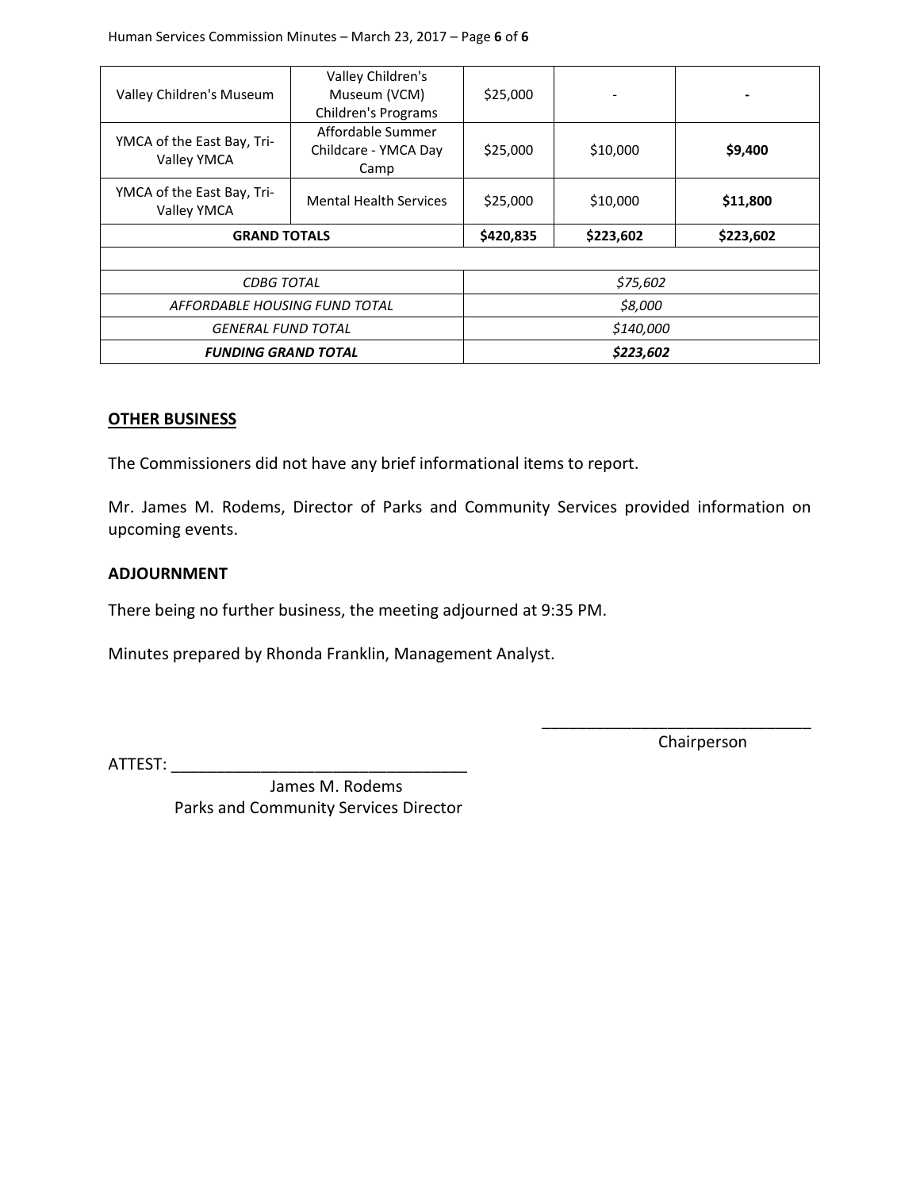| | | | | |
|---|---|---|---|---|
| Valley Children's Museum | Valley Children's Museum (VCM) Children's Programs | $25,000 | - | **-** |
| YMCA of the East Bay, Tri-Valley YMCA | Affordable Summer Childcare - YMCA Day Camp | $25,000 | $10,000 | **$9,400** |
| YMCA of the East Bay, Tri-Valley YMCA | Mental Health Services | $25,000 | $10,000 | **$11,800** |
| **GRAND TOTALS** | | **$420,835** | **$223,602** | **$223,602** |
| | | | | |
| *CDBG TOTAL* | | *$75,602* | | |
| *AFFORDABLE HOUSING FUND TOTAL* | | *$8,000* | | |
| *GENERAL FUND TOTAL* | | *$140,000* | | |
| ***FUNDING GRAND TOTAL*** | | ***$223,602*** | | |

## OTHER BUSINESS

The Commissioners did not have any brief informational items to report.

Mr. James M. Rodems, Director of Parks and Community Services provided information on upcoming events.

## ADJOURNMENT

There being no further business, the meeting adjourned at 9:35 PM.

Minutes prepared by Rhonda Franklin, Management Analyst.

______________________________
Chairperson

ATTEST: ________________________________
James M. Rodems
Parks and Community Services Director